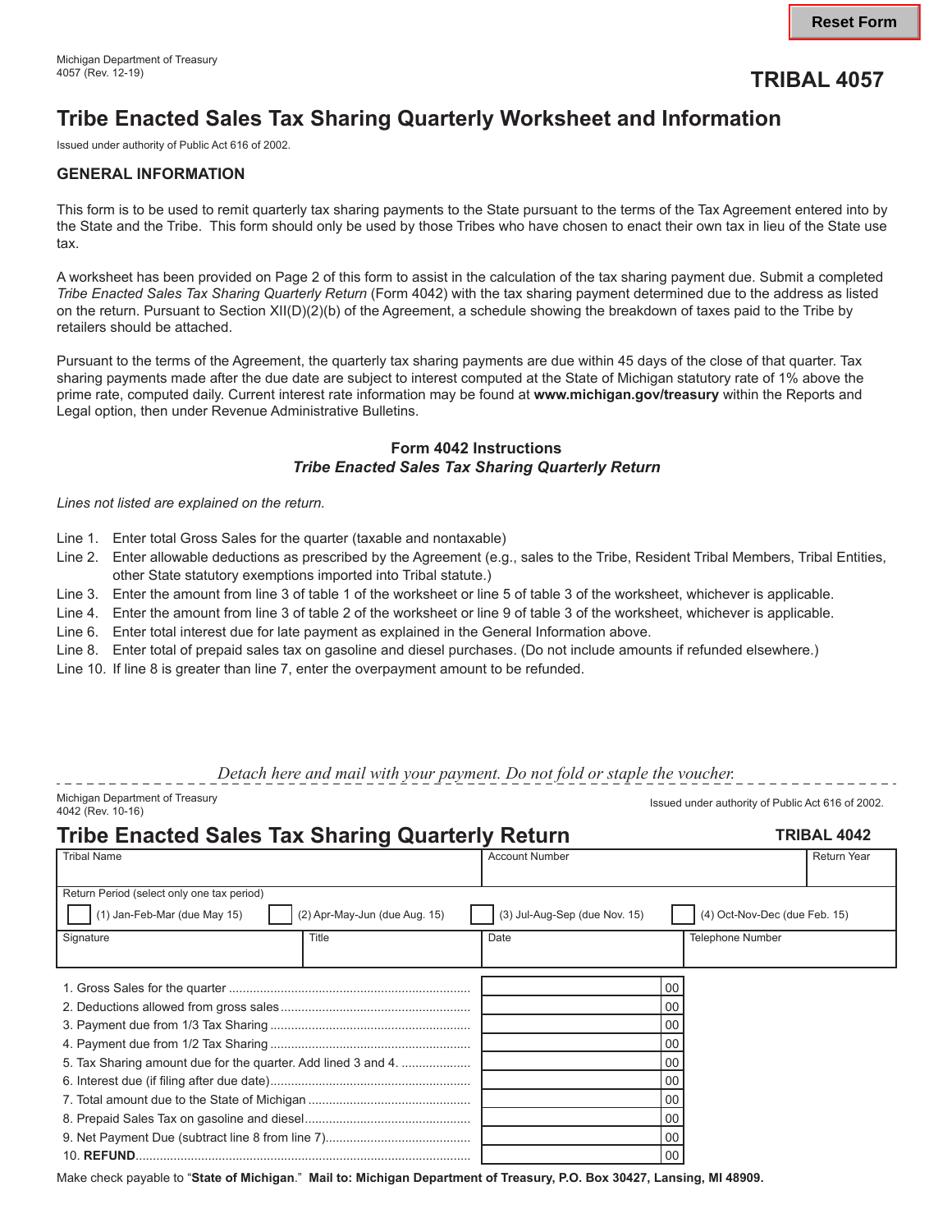Michigan Department of Treasury
4057 (Rev. 12-19)

**TRIBAL 4057**

# Tribe Enacted Sales Tax Sharing Quarterly Worksheet and Information

Issued under authority of Public Act 616 of 2002.

## GENERAL INFORMATION

This form is to be used to remit quarterly tax sharing payments to the State pursuant to the terms of the Tax Agreement entered into by the State and the Tribe. This form should only be used by those Tribes who have chosen to enact their own tax in lieu of the State use tax.

A worksheet has been provided on Page 2 of this form to assist in the calculation of the tax sharing payment due. Submit a completed *Tribe Enacted Sales Tax Sharing Quarterly Return* (Form 4042) with the tax sharing payment determined due to the address as listed on the return. Pursuant to Section XII(D)(2)(b) of the Agreement, a schedule showing the breakdown of taxes paid to the Tribe by retailers should be attached.

Pursuant to the terms of the Agreement, the quarterly tax sharing payments are due within 45 days of the close of that quarter. Tax sharing payments made after the due date are subject to interest computed at the State of Michigan statutory rate of 1% above the prime rate, computed daily. Current interest rate information may be found at **www.michigan.gov/treasury** within the Reports and Legal option, then under Revenue Administrative Bulletins.

### Form 4042 Instructions
### *Tribe Enacted Sales Tax Sharing Quarterly Return*

*Lines not listed are explained on the return.*

Line 1. Enter total Gross Sales for the quarter (taxable and nontaxable)
Line 2. Enter allowable deductions as prescribed by the Agreement (e.g., sales to the Tribe, Resident Tribal Members, Tribal Entities, other State statutory exemptions imported into Tribal statute.)
Line 3. Enter the amount from line 3 of table 1 of the worksheet or line 5 of table 3 of the worksheet, whichever is applicable.
Line 4. Enter the amount from line 3 of table 2 of the worksheet or line 9 of table 3 of the worksheet, whichever is applicable.
Line 6. Enter total interest due for late payment as explained in the General Information above.
Line 8. Enter total of prepaid sales tax on gasoline and diesel purchases. (Do not include amounts if refunded elsewhere.)
Line 10. If line 8 is greater than line 7, enter the overpayment amount to be refunded.

*Detach here and mail with your payment. Do not fold or staple the voucher.*

---

Michigan Department of Treasury
4042 (Rev. 10-16)

Issued under authority of Public Act 616 of 2002.

# Tribe Enacted Sales Tax Sharing Quarterly Return

**TRIBAL 4042**

| Tribal Name | | Account Number | | Return Year |
|---|---|---|---|---|
| Return Period (select only one tax period) | | | | |
| ☐ (1) Jan-Feb-Mar (due May 15) | ☐ (2) Apr-May-Jun (due Aug. 15) | ☐ (3) Jul-Aug-Sep (due Nov. 15) | ☐ (4) Oct-Nov-Dec (due Feb. 15) | |
| Signature | Title | Date | Telephone Number | |

| Line | Amount |
|---|---|
| 1. Gross Sales for the quarter | 00 |
| 2. Deductions allowed from gross sales | 00 |
| 3. Payment due from 1/3 Tax Sharing | 00 |
| 4. Payment due from 1/2 Tax Sharing | 00 |
| 5. Tax Sharing amount due for the quarter. Add lined 3 and 4. | 00 |
| 6. Interest due (if filing after due date) | 00 |
| 7. Total amount due to the State of Michigan | 00 |
| 8. Prepaid Sales Tax on gasoline and diesel | 00 |
| 9. Net Payment Due (subtract line 8 from line 7) | 00 |
| 10. **REFUND** | 00 |

Make check payable to "**State of Michigan**." **Mail to: Michigan Department of Treasury, P.O. Box 30427, Lansing, MI 48909.**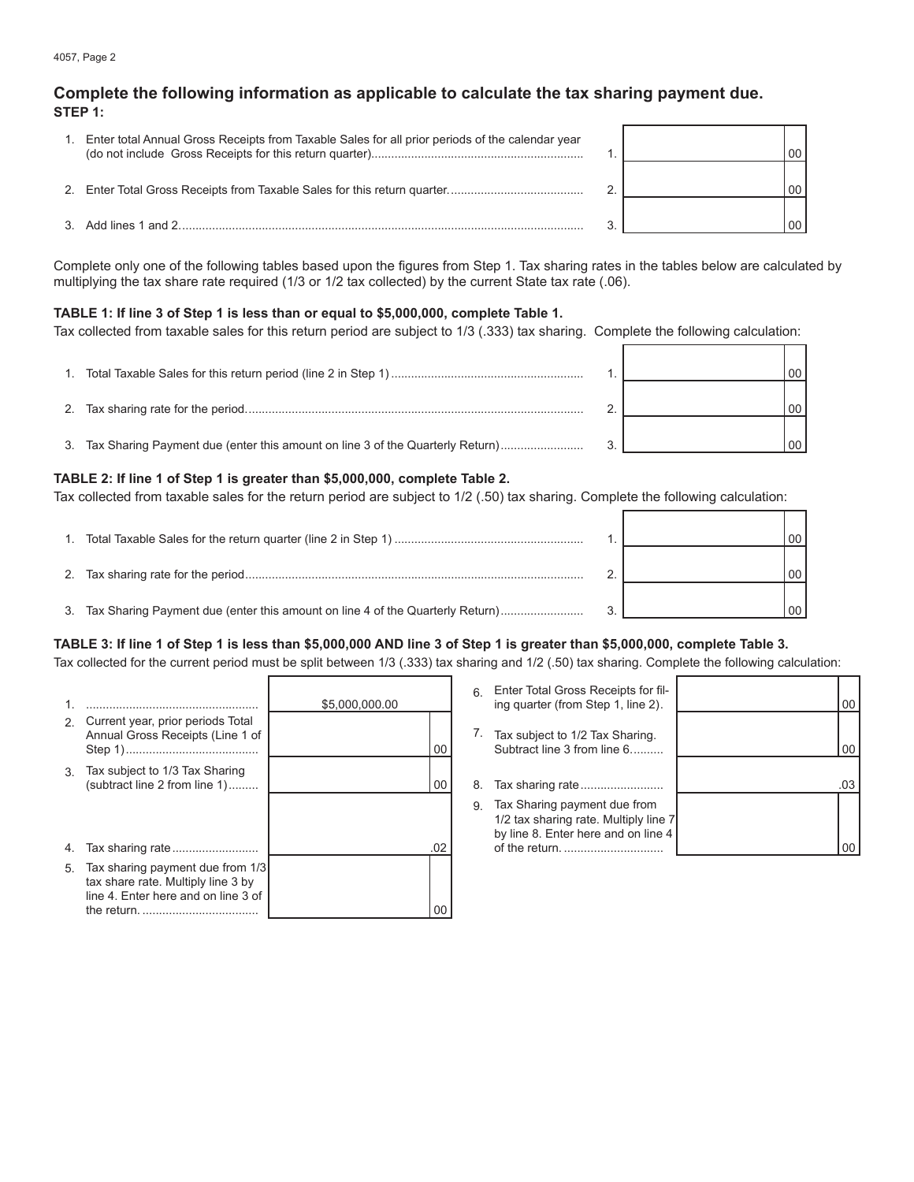## Complete the following information as applicable to calculate the tax sharing payment due.

**STEP 1:**

| | | |
|---|---|---|
| 1. Enter total Annual Gross Receipts from Taxable Sales for all prior periods of the calendar year (do not include Gross Receipts for this return quarter) | 1. | 00 |
| 2. Enter Total Gross Receipts from Taxable Sales for this return quarter. | 2. | 00 |
| 3. Add lines 1 and 2. | 3. | 00 |

Complete only one of the following tables based upon the figures from Step 1. Tax sharing rates in the tables below are calculated by multiplying the tax share rate required (1/3 or 1/2 tax collected) by the current State tax rate (.06).

### TABLE 1: If line 3 of Step 1 is less than or equal to $5,000,000, complete Table 1.

Tax collected from taxable sales for this return period are subject to 1/3 (.333) tax sharing. Complete the following calculation:

| | | |
|---|---|---|
| 1. Total Taxable Sales for this return period (line 2 in Step 1) | 1. | 00 |
| 2. Tax sharing rate for the period. | 2. | 00 |
| 3. Tax Sharing Payment due (enter this amount on line 3 of the Quarterly Return) | 3. | 00 |

### TABLE 2: If line 1 of Step 1 is greater than $5,000,000, complete Table 2.

Tax collected from taxable sales for the return period are subject to 1/2 (.50) tax sharing. Complete the following calculation:

| | | |
|---|---|---|
| 1. Total Taxable Sales for the return quarter (line 2 in Step 1) | 1. | 00 |
| 2. Tax sharing rate for the period | 2. | 00 |
| 3. Tax Sharing Payment due (enter this amount on line 4 of the Quarterly Return) | 3. | 00 |

### TABLE 3: If line 1 of Step 1 is less than $5,000,000 AND line 3 of Step 1 is greater than $5,000,000, complete Table 3.

Tax collected for the current period must be split between 1/3 (.333) tax sharing and 1/2 (.50) tax sharing. Complete the following calculation:

| | |
|---|---|
| 1. | $5,000,000.00 |
| 2. Current year, prior periods Total Annual Gross Receipts (Line 1 of Step 1) | 00 |
| 3. Tax subject to 1/3 Tax Sharing (subtract line 2 from line 1) | 00 |
| 4. Tax sharing rate | .02 |
| 5. Tax sharing payment due from 1/3 tax share rate. Multiply line 3 by line 4. Enter here and on line 3 of the return. | 00 |

| | |
|---|---|
| 6. Enter Total Gross Receipts for filing quarter (from Step 1, line 2). | 00 |
| 7. Tax subject to 1/2 Tax Sharing. Subtract line 3 from line 6. | 00 |
| 8. Tax sharing rate | .03 |
| 9. Tax Sharing payment due from 1/2 tax sharing rate. Multiply line 7 by line 8. Enter here and on line 4 of the return. | 00 |